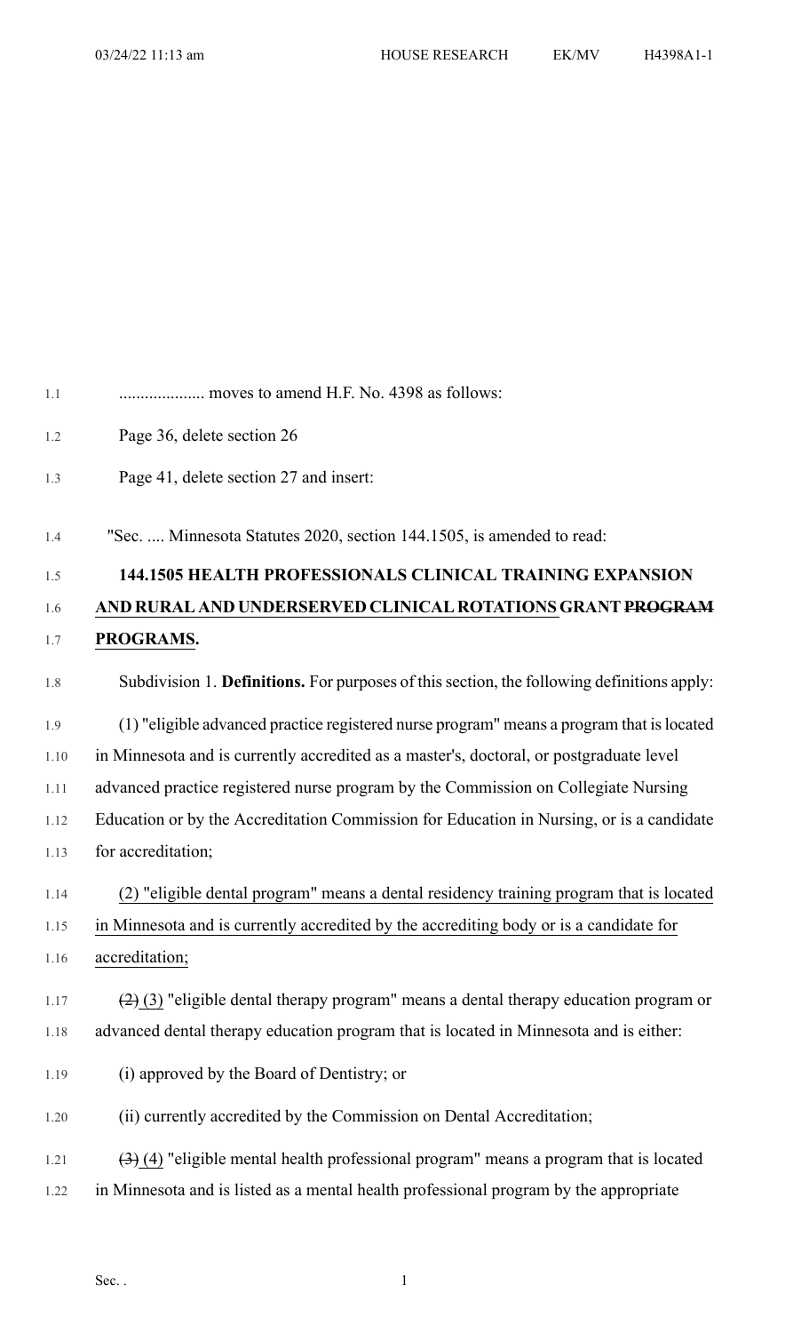.................... moves to amend H.F. No. 4398 as follows:

Page 36, delete section 26

Page 41, delete section 27 and insert:

"Sec. .... Minnesota Statutes 2020, section 144.1505, is amended to read:

**144.1505 HEALTH PROFESSIONALS CLINICAL TRAINING EXPANSION AND RURAL AND UNDERSERVED CLINICAL ROTATIONS GRANT ~~PROGRAM~~ PROGRAMS.**

Subdivision 1. **Definitions.** For purposes of this section, the following definitions apply:

(1) "eligible advanced practice registered nurse program" means a program that is located in Minnesota and is currently accredited as a master's, doctoral, or postgraduate level advanced practice registered nurse program by the Commission on Collegiate Nursing Education or by the Accreditation Commission for Education in Nursing, or is a candidate for accreditation;

(2) "eligible dental program" means a dental residency training program that is located in Minnesota and is currently accredited by the accrediting body or is a candidate for accreditation;

~~(2)~~ (3) "eligible dental therapy program" means a dental therapy education program or advanced dental therapy education program that is located in Minnesota and is either:

(i) approved by the Board of Dentistry; or

(ii) currently accredited by the Commission on Dental Accreditation;

~~(3)~~ (4) "eligible mental health professional program" means a program that is located in Minnesota and is listed as a mental health professional program by the appropriate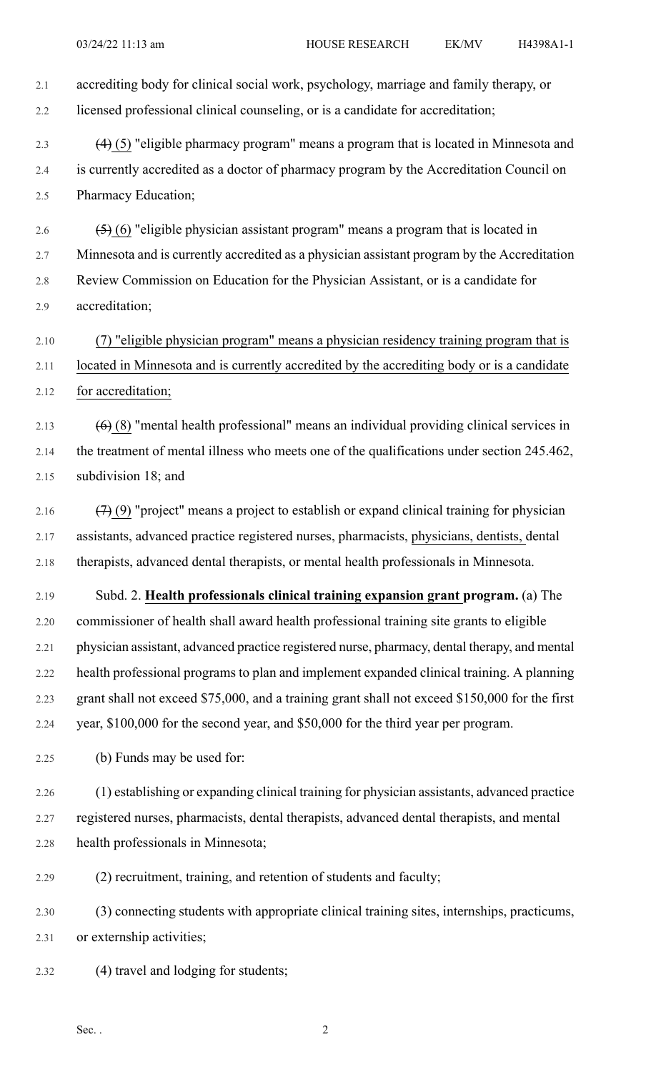accrediting body for clinical social work, psychology, marriage and family therapy, or licensed professional clinical counseling, or is a candidate for accreditation;

~~(4)~~ (5) "eligible pharmacy program" means a program that is located in Minnesota and is currently accredited as a doctor of pharmacy program by the Accreditation Council on Pharmacy Education;

~~(5)~~ (6) "eligible physician assistant program" means a program that is located in Minnesota and is currently accredited as a physician assistant program by the Accreditation Review Commission on Education for the Physician Assistant, or is a candidate for accreditation;

(7) "eligible physician program" means a physician residency training program that is located in Minnesota and is currently accredited by the accrediting body or is a candidate for accreditation;

~~(6)~~ (8) "mental health professional" means an individual providing clinical services in the treatment of mental illness who meets one of the qualifications under section 245.462, subdivision 18; and

~~(7)~~ (9) "project" means a project to establish or expand clinical training for physician assistants, advanced practice registered nurses, pharmacists, physicians, dentists, dental therapists, advanced dental therapists, or mental health professionals in Minnesota.

Subd. 2. **Health professionals clinical training expansion grant program.** (a) The commissioner of health shall award health professional training site grants to eligible physician assistant, advanced practice registered nurse, pharmacy, dental therapy, and mental health professional programs to plan and implement expanded clinical training. A planning grant shall not exceed $75,000, and a training grant shall not exceed $150,000 for the first year, $100,000 for the second year, and $50,000 for the third year per program.

(b) Funds may be used for:

(1) establishing or expanding clinical training for physician assistants, advanced practice registered nurses, pharmacists, dental therapists, advanced dental therapists, and mental health professionals in Minnesota;

(2) recruitment, training, and retention of students and faculty;

(3) connecting students with appropriate clinical training sites, internships, practicums, or externship activities;

(4) travel and lodging for students;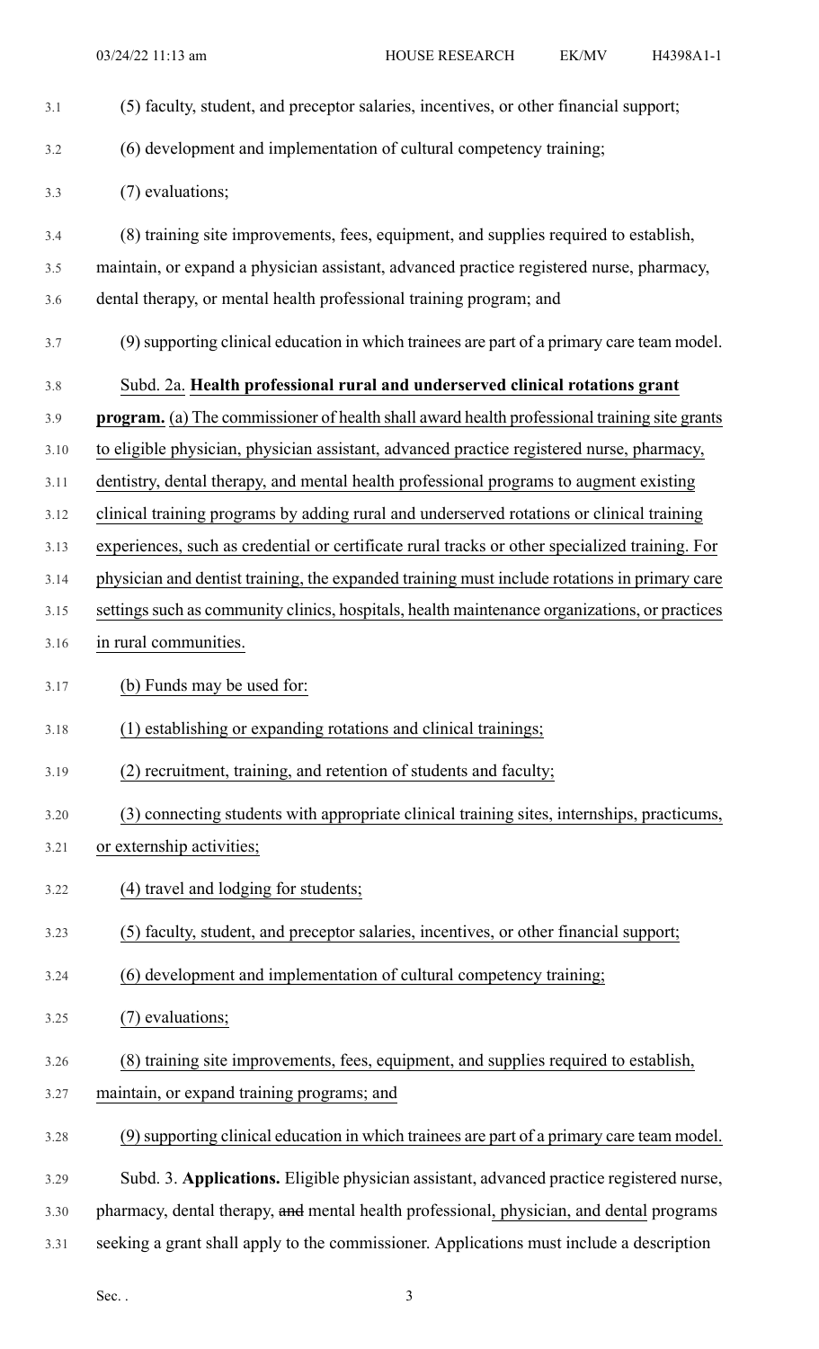(5) faculty, student, and preceptor salaries, incentives, or other financial support;

(6) development and implementation of cultural competency training;

(7) evaluations;

(8) training site improvements, fees, equipment, and supplies required to establish, maintain, or expand a physician assistant, advanced practice registered nurse, pharmacy, dental therapy, or mental health professional training program; and

(9) supporting clinical education in which trainees are part of a primary care team model.

Subd. 2a. **Health professional rural and underserved clinical rotations grant program.** (a) The commissioner of health shall award health professional training site grants to eligible physician, physician assistant, advanced practice registered nurse, pharmacy, dentistry, dental therapy, and mental health professional programs to augment existing clinical training programs by adding rural and underserved rotations or clinical training experiences, such as credential or certificate rural tracks or other specialized training. For physician and dentist training, the expanded training must include rotations in primary care settings such as community clinics, hospitals, health maintenance organizations, or practices in rural communities.

(b) Funds may be used for:

(1) establishing or expanding rotations and clinical trainings;

(2) recruitment, training, and retention of students and faculty;

(3) connecting students with appropriate clinical training sites, internships, practicums, or externship activities;

(4) travel and lodging for students;

(5) faculty, student, and preceptor salaries, incentives, or other financial support;

(6) development and implementation of cultural competency training;

(7) evaluations;

(8) training site improvements, fees, equipment, and supplies required to establish, maintain, or expand training programs; and

(9) supporting clinical education in which trainees are part of a primary care team model.

Subd. 3. **Applications.** Eligible physician assistant, advanced practice registered nurse, pharmacy, dental therapy, ~~and~~ mental health professional, physician, and dental programs seeking a grant shall apply to the commissioner. Applications must include a description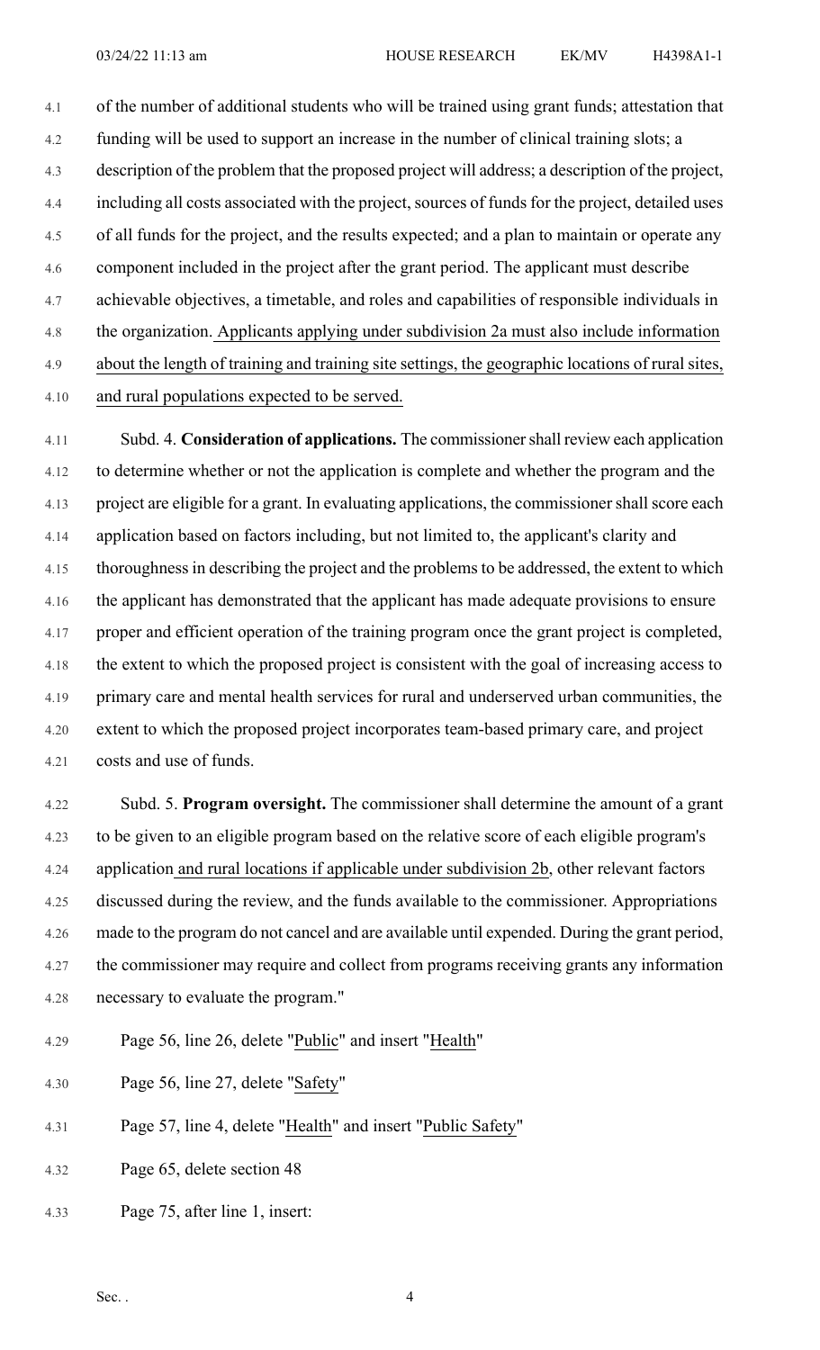of the number of additional students who will be trained using grant funds; attestation that funding will be used to support an increase in the number of clinical training slots; a description of the problem that the proposed project will address; a description of the project, including all costs associated with the project, sources of funds for the project, detailed uses of all funds for the project, and the results expected; and a plan to maintain or operate any component included in the project after the grant period. The applicant must describe achievable objectives, a timetable, and roles and capabilities of responsible individuals in the organization. Applicants applying under subdivision 2a must also include information about the length of training and training site settings, the geographic locations of rural sites, and rural populations expected to be served.

Subd. 4. **Consideration of applications.** The commissioner shall review each application to determine whether or not the application is complete and whether the program and the project are eligible for a grant. In evaluating applications, the commissioner shall score each application based on factors including, but not limited to, the applicant's clarity and thoroughness in describing the project and the problems to be addressed, the extent to which the applicant has demonstrated that the applicant has made adequate provisions to ensure proper and efficient operation of the training program once the grant project is completed, the extent to which the proposed project is consistent with the goal of increasing access to primary care and mental health services for rural and underserved urban communities, the extent to which the proposed project incorporates team-based primary care, and project costs and use of funds.

Subd. 5. **Program oversight.** The commissioner shall determine the amount of a grant to be given to an eligible program based on the relative score of each eligible program's application and rural locations if applicable under subdivision 2b, other relevant factors discussed during the review, and the funds available to the commissioner. Appropriations made to the program do not cancel and are available until expended. During the grant period, the commissioner may require and collect from programs receiving grants any information necessary to evaluate the program."

Page 56, line 26, delete "Public" and insert "Health"

Page 56, line 27, delete "Safety"

Page 57, line 4, delete "Health" and insert "Public Safety"

Page 65, delete section 48

Page 75, after line 1, insert: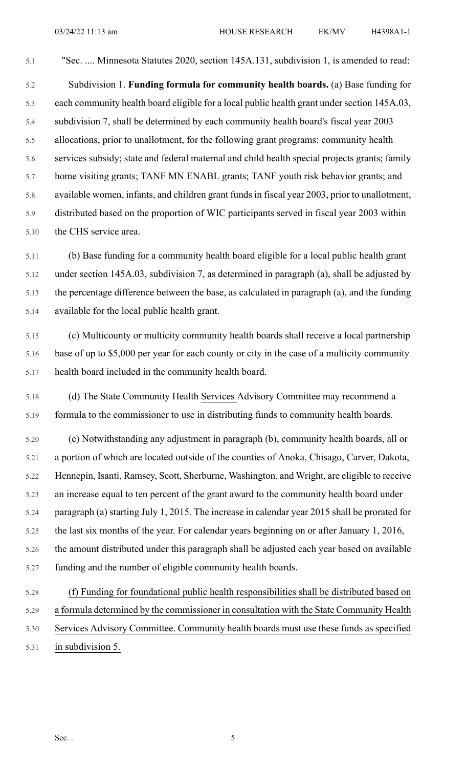"Sec. .... Minnesota Statutes 2020, section 145A.131, subdivision 1, is amended to read:

Subdivision 1. **Funding formula for community health boards.** (a) Base funding for each community health board eligible for a local public health grant under section 145A.03, subdivision 7, shall be determined by each community health board's fiscal year 2003 allocations, prior to unallotment, for the following grant programs: community health services subsidy; state and federal maternal and child health special projects grants; family home visiting grants; TANF MN ENABL grants; TANF youth risk behavior grants; and available women, infants, and children grant funds in fiscal year 2003, prior to unallotment, distributed based on the proportion of WIC participants served in fiscal year 2003 within the CHS service area.

(b) Base funding for a community health board eligible for a local public health grant under section 145A.03, subdivision 7, as determined in paragraph (a), shall be adjusted by the percentage difference between the base, as calculated in paragraph (a), and the funding available for the local public health grant.

(c) Multicounty or multicity community health boards shall receive a local partnership base of up to $5,000 per year for each county or city in the case of a multicity community health board included in the community health board.

(d) The State Community Health Services Advisory Committee may recommend a formula to the commissioner to use in distributing funds to community health boards.

(e) Notwithstanding any adjustment in paragraph (b), community health boards, all or a portion of which are located outside of the counties of Anoka, Chisago, Carver, Dakota, Hennepin, Isanti, Ramsey, Scott, Sherburne, Washington, and Wright, are eligible to receive an increase equal to ten percent of the grant award to the community health board under paragraph (a) starting July 1, 2015. The increase in calendar year 2015 shall be prorated for the last six months of the year. For calendar years beginning on or after January 1, 2016, the amount distributed under this paragraph shall be adjusted each year based on available funding and the number of eligible community health boards.

(f) Funding for foundational public health responsibilities shall be distributed based on a formula determined by the commissioner in consultation with the State Community Health Services Advisory Committee. Community health boards must use these funds as specified in subdivision 5.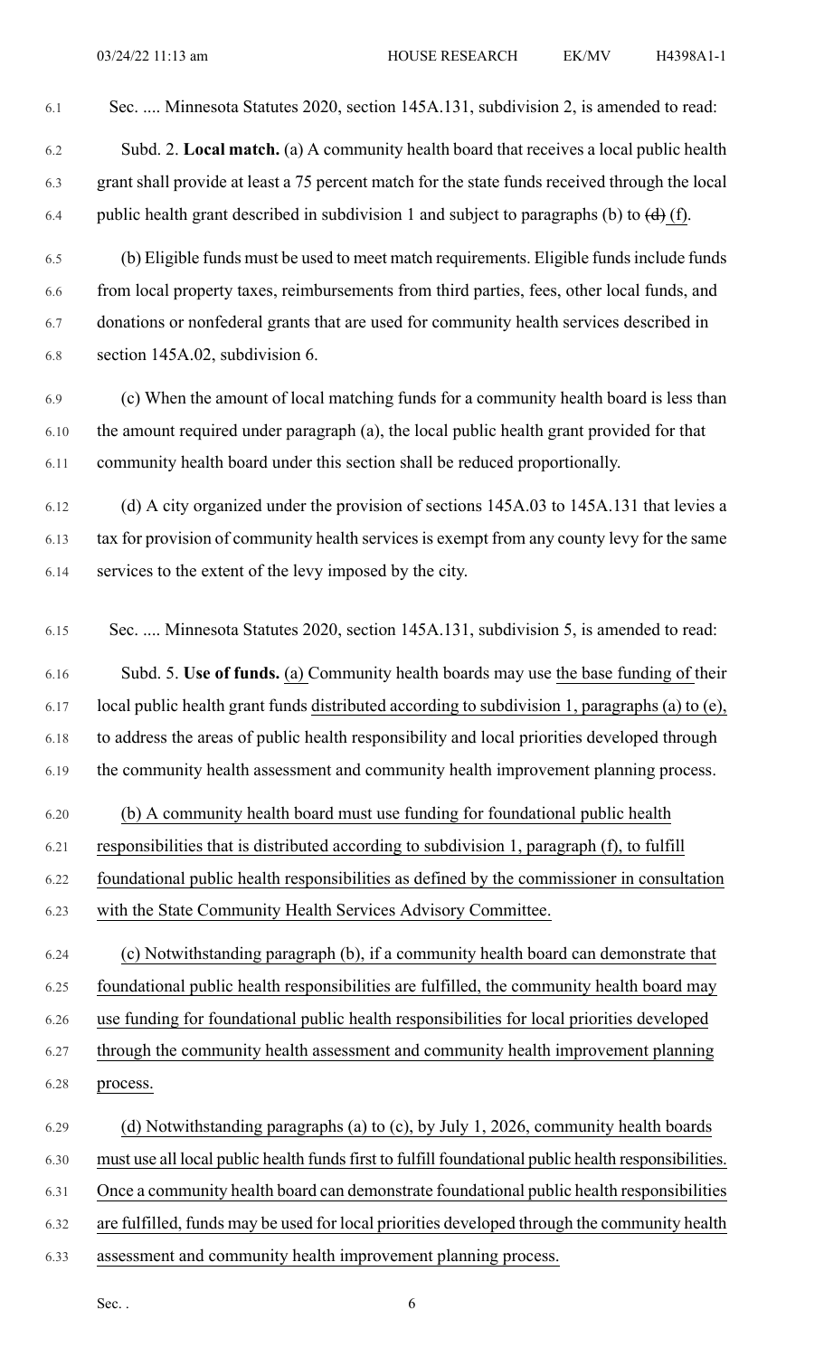Sec. .... Minnesota Statutes 2020, section 145A.131, subdivision 2, is amended to read:

Subd. 2. **Local match.** (a) A community health board that receives a local public health grant shall provide at least a 75 percent match for the state funds received through the local public health grant described in subdivision 1 and subject to paragraphs (b) to ~~(d)~~ (f).

(b) Eligible funds must be used to meet match requirements. Eligible funds include funds from local property taxes, reimbursements from third parties, fees, other local funds, and donations or nonfederal grants that are used for community health services described in section 145A.02, subdivision 6.

(c) When the amount of local matching funds for a community health board is less than the amount required under paragraph (a), the local public health grant provided for that community health board under this section shall be reduced proportionally.

(d) A city organized under the provision of sections 145A.03 to 145A.131 that levies a tax for provision of community health services is exempt from any county levy for the same services to the extent of the levy imposed by the city.

Sec. .... Minnesota Statutes 2020, section 145A.131, subdivision 5, is amended to read:

Subd. 5. **Use of funds.** <u>(a)</u> Community health boards may use <u>the base funding of</u> their local public health grant funds <u>distributed according to subdivision 1, paragraphs (a) to (e),</u> to address the areas of public health responsibility and local priorities developed through the community health assessment and community health improvement planning process.

<u>(b) A community health board must use funding for foundational public health responsibilities that is distributed according to subdivision 1, paragraph (f), to fulfill foundational public health responsibilities as defined by the commissioner in consultation with the State Community Health Services Advisory Committee.</u>

<u>(c) Notwithstanding paragraph (b), if a community health board can demonstrate that foundational public health responsibilities are fulfilled, the community health board may use funding for foundational public health responsibilities for local priorities developed through the community health assessment and community health improvement planning process.</u>

<u>(d) Notwithstanding paragraphs (a) to (c), by July 1, 2026, community health boards must use all local public health funds first to fulfill foundational public health responsibilities. Once a community health board can demonstrate foundational public health responsibilities are fulfilled, funds may be used for local priorities developed through the community health assessment and community health improvement planning process.</u>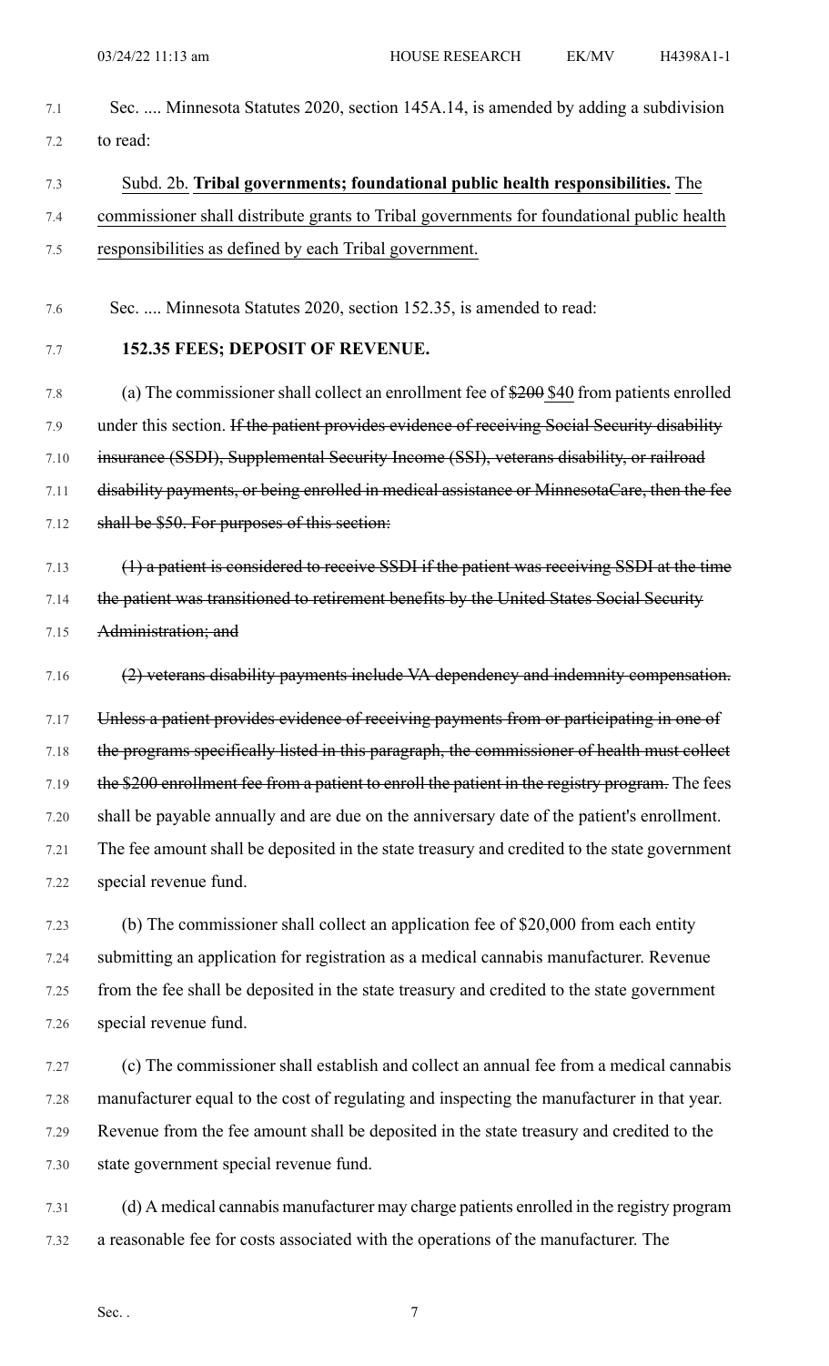Sec. .... Minnesota Statutes 2020, section 145A.14, is amended by adding a subdivision to read:

<u>Subd. 2b. **Tribal governments; foundational public health responsibilities.** The commissioner shall distribute grants to Tribal governments for foundational public health responsibilities as defined by each Tribal government.</u>

Sec. .... Minnesota Statutes 2020, section 152.35, is amended to read:

**152.35 FEES; DEPOSIT OF REVENUE.**

(a) The commissioner shall collect an enrollment fee of ~~$200~~ <u>$40</u> from patients enrolled under this section. ~~If the patient provides evidence of receiving Social Security disability insurance (SSDI), Supplemental Security Income (SSI), veterans disability, or railroad disability payments, or being enrolled in medical assistance or MinnesotaCare, then the fee shall be $50. For purposes of this section:~~

~~(1) a patient is considered to receive SSDI if the patient was receiving SSDI at the time the patient was transitioned to retirement benefits by the United States Social Security Administration; and~~

~~(2) veterans disability payments include VA dependency and indemnity compensation.~~

~~Unless a patient provides evidence of receiving payments from or participating in one of the programs specifically listed in this paragraph, the commissioner of health must collect the $200 enrollment fee from a patient to enroll the patient in the registry program.~~ The fees shall be payable annually and are due on the anniversary date of the patient's enrollment. The fee amount shall be deposited in the state treasury and credited to the state government special revenue fund.

(b) The commissioner shall collect an application fee of $20,000 from each entity submitting an application for registration as a medical cannabis manufacturer. Revenue from the fee shall be deposited in the state treasury and credited to the state government special revenue fund.

(c) The commissioner shall establish and collect an annual fee from a medical cannabis manufacturer equal to the cost of regulating and inspecting the manufacturer in that year. Revenue from the fee amount shall be deposited in the state treasury and credited to the state government special revenue fund.

(d) A medical cannabis manufacturer may charge patients enrolled in the registry program a reasonable fee for costs associated with the operations of the manufacturer. The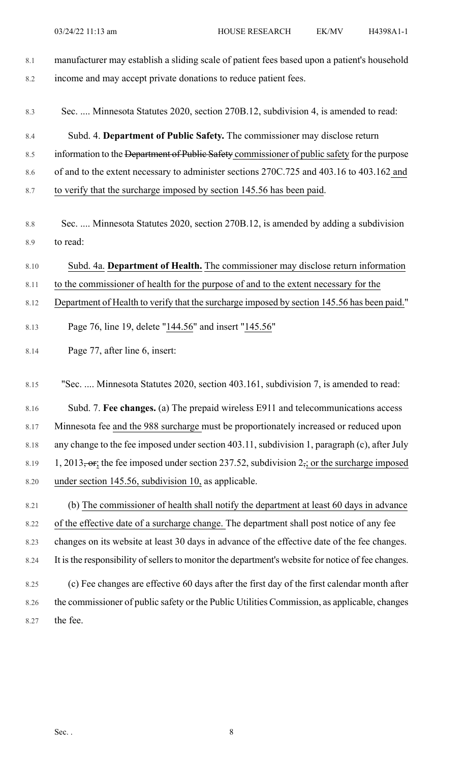manufacturer may establish a sliding scale of patient fees based upon a patient's household income and may accept private donations to reduce patient fees.

Sec. .... Minnesota Statutes 2020, section 270B.12, subdivision 4, is amended to read:

Subd. 4. **Department of Public Safety.** The commissioner may disclose return information to the ~~Department of Public Safety~~ commissioner of public safety for the purpose of and to the extent necessary to administer sections 270C.725 and 403.16 to 403.162 and to verify that the surcharge imposed by section 145.56 has been paid.

Sec. .... Minnesota Statutes 2020, section 270B.12, is amended by adding a subdivision to read:

Subd. 4a. **Department of Health.** The commissioner may disclose return information to the commissioner of health for the purpose of and to the extent necessary for the Department of Health to verify that the surcharge imposed by section 145.56 has been paid."

Page 76, line 19, delete "144.56" and insert "145.56"

Page 77, after line 6, insert:

"Sec. .... Minnesota Statutes 2020, section 403.161, subdivision 7, is amended to read:

Subd. 7. **Fee changes.** (a) The prepaid wireless E911 and telecommunications access Minnesota fee and the 988 surcharge must be proportionately increased or reduced upon any change to the fee imposed under section 403.11, subdivision 1, paragraph (c), after July 1, 2013~~, or~~; the fee imposed under section 237.52, subdivision 2~~,~~; or the surcharge imposed under section 145.56, subdivision 10, as applicable.

(b) The commissioner of health shall notify the department at least 60 days in advance of the effective date of a surcharge change. The department shall post notice of any fee changes on its website at least 30 days in advance of the effective date of the fee changes. It is the responsibility of sellers to monitor the department's website for notice of fee changes.

(c) Fee changes are effective 60 days after the first day of the first calendar month after the commissioner of public safety or the Public Utilities Commission, as applicable, changes the fee.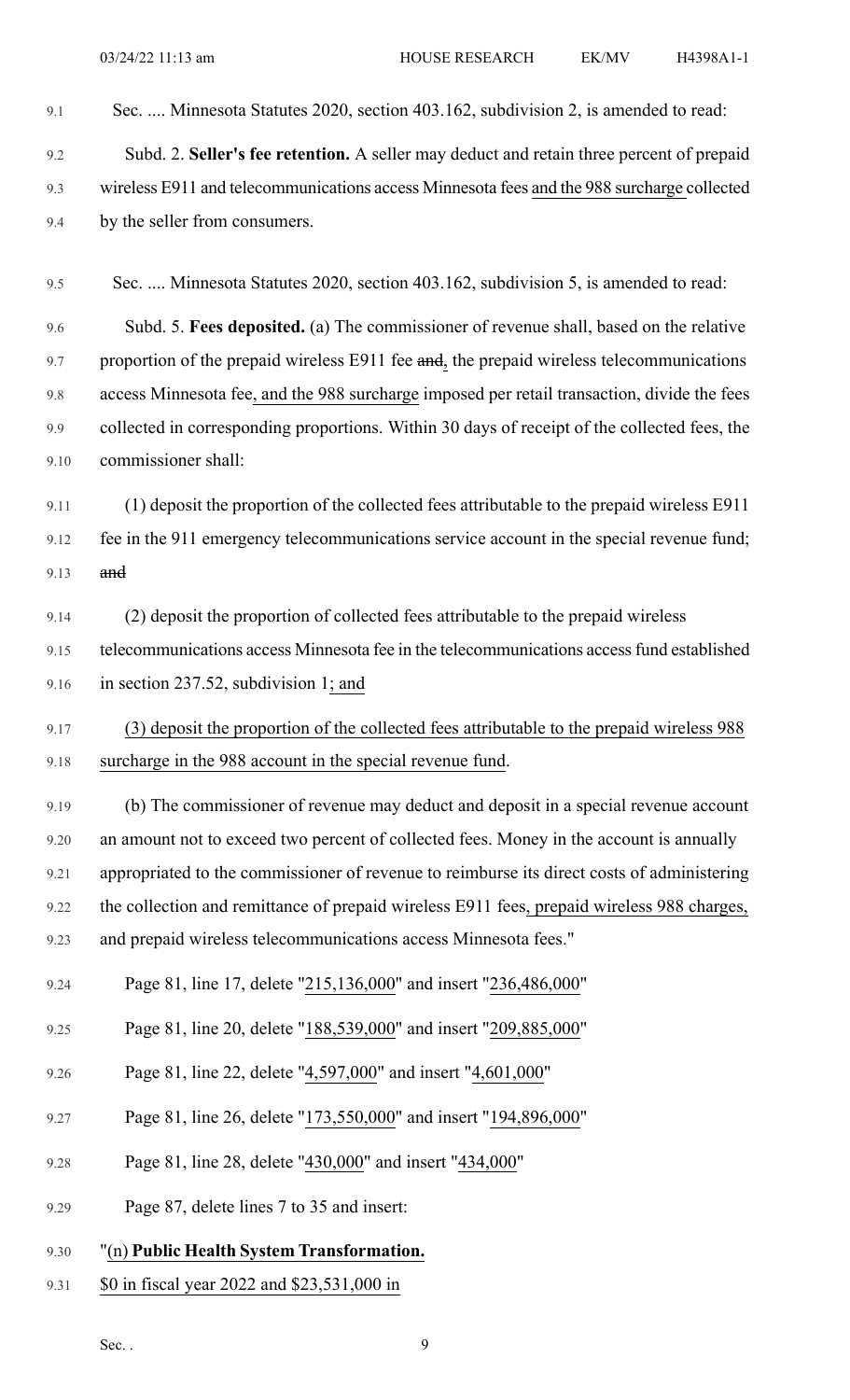Sec. .... Minnesota Statutes 2020, section 403.162, subdivision 2, is amended to read:

Subd. 2. **Seller's fee retention.** A seller may deduct and retain three percent of prepaid wireless E911 and telecommunications access Minnesota fees and the 988 surcharge collected by the seller from consumers.

Sec. .... Minnesota Statutes 2020, section 403.162, subdivision 5, is amended to read:

Subd. 5. **Fees deposited.** (a) The commissioner of revenue shall, based on the relative proportion of the prepaid wireless E911 fee ~~and~~, the prepaid wireless telecommunications access Minnesota fee, and the 988 surcharge imposed per retail transaction, divide the fees collected in corresponding proportions. Within 30 days of receipt of the collected fees, the commissioner shall:

(1) deposit the proportion of the collected fees attributable to the prepaid wireless E911 fee in the 911 emergency telecommunications service account in the special revenue fund; ~~and~~

(2) deposit the proportion of collected fees attributable to the prepaid wireless telecommunications access Minnesota fee in the telecommunications access fund established in section 237.52, subdivision 1; and

(3) deposit the proportion of the collected fees attributable to the prepaid wireless 988 surcharge in the 988 account in the special revenue fund.

(b) The commissioner of revenue may deduct and deposit in a special revenue account an amount not to exceed two percent of collected fees. Money in the account is annually appropriated to the commissioner of revenue to reimburse its direct costs of administering the collection and remittance of prepaid wireless E911 fees, prepaid wireless 988 charges, and prepaid wireless telecommunications access Minnesota fees."

Page 81, line 17, delete "215,136,000" and insert "236,486,000"

Page 81, line 20, delete "188,539,000" and insert "209,885,000"

Page 81, line 22, delete "4,597,000" and insert "4,601,000"

Page 81, line 26, delete "173,550,000" and insert "194,896,000"

Page 81, line 28, delete "430,000" and insert "434,000"

Page 87, delete lines 7 to 35 and insert:

"(n) **Public Health System Transformation.**

$0 in fiscal year 2022 and $23,531,000 in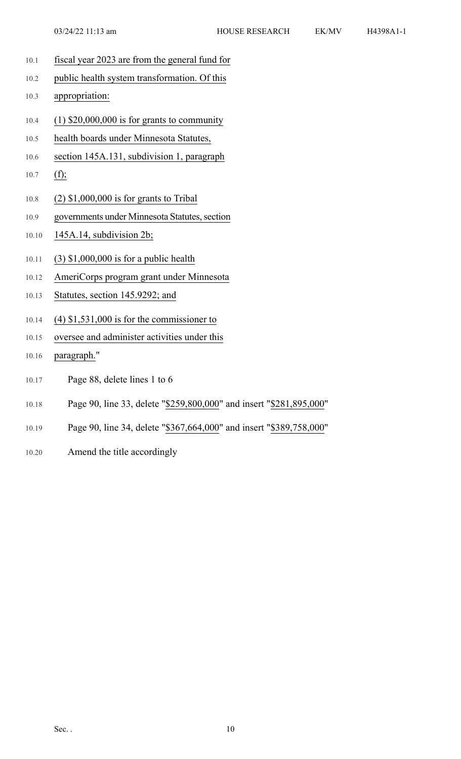fiscal year 2023 are from the general fund for public health system transformation. Of this appropriation:

(1) $20,000,000 is for grants to community health boards under Minnesota Statutes, section 145A.131, subdivision 1, paragraph (f);

(2) $1,000,000 is for grants to Tribal governments under Minnesota Statutes, section 145A.14, subdivision 2b;

(3) $1,000,000 is for a public health AmeriCorps program grant under Minnesota Statutes, section 145.9292; and

(4) $1,531,000 is for the commissioner to oversee and administer activities under this paragraph."

Page 88, delete lines 1 to 6

Page 90, line 33, delete "$259,800,000" and insert "$281,895,000"

Page 90, line 34, delete "$367,664,000" and insert "$389,758,000"

Amend the title accordingly